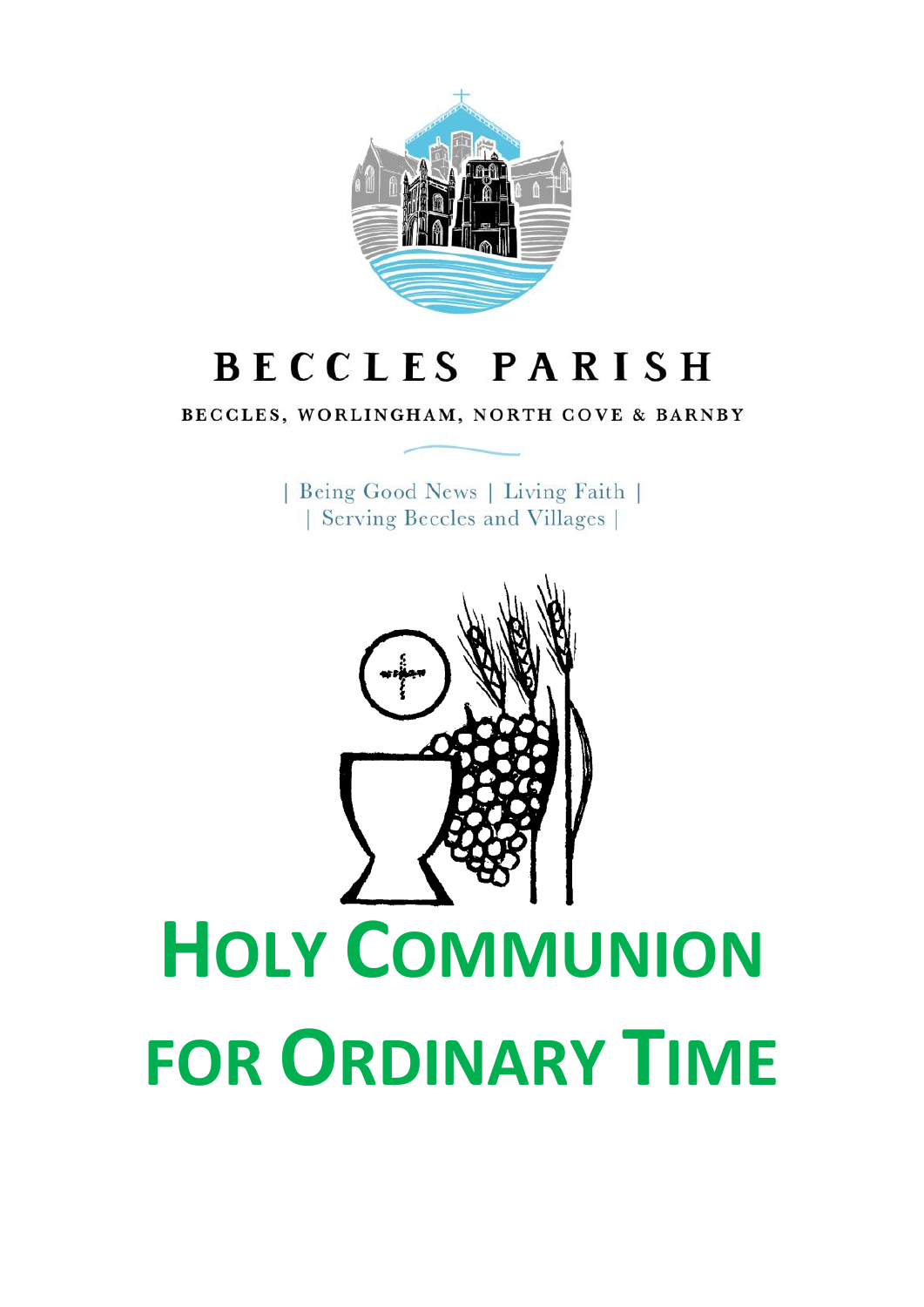# BECCLES PARISH

BECCLES, WORLINGHAM, NORTH COVE & BARNBY

| Being Good News | Living Faith |
| Serving Beccles and Villages |

# HOLY COMMUNION FOR ORDINARY TIME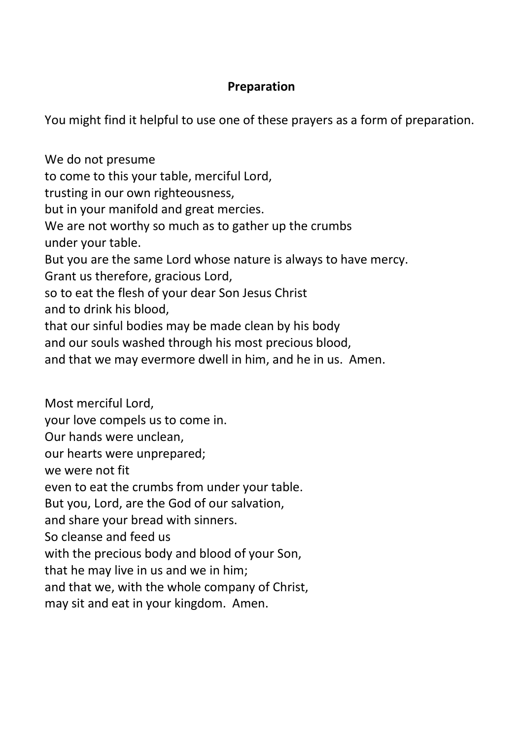## Preparation

You might find it helpful to use one of these prayers as a form of preparation.

We do not presume  
to come to this your table, merciful Lord,  
trusting in our own righteousness,  
but in your manifold and great mercies.  
We are not worthy so much as to gather up the crumbs  
under your table.  
But you are the same Lord whose nature is always to have mercy.  
Grant us therefore, gracious Lord,  
so to eat the flesh of your dear Son Jesus Christ  
and to drink his blood,  
that our sinful bodies may be made clean by his body  
and our souls washed through his most precious blood,  
and that we may evermore dwell in him, and he in us. Amen.

Most merciful Lord,  
your love compels us to come in.  
Our hands were unclean,  
our hearts were unprepared;  
we were not fit  
even to eat the crumbs from under your table.  
But you, Lord, are the God of our salvation,  
and share your bread with sinners.  
So cleanse and feed us  
with the precious body and blood of your Son,  
that he may live in us and we in him;  
and that we, with the whole company of Christ,  
may sit and eat in your kingdom. Amen.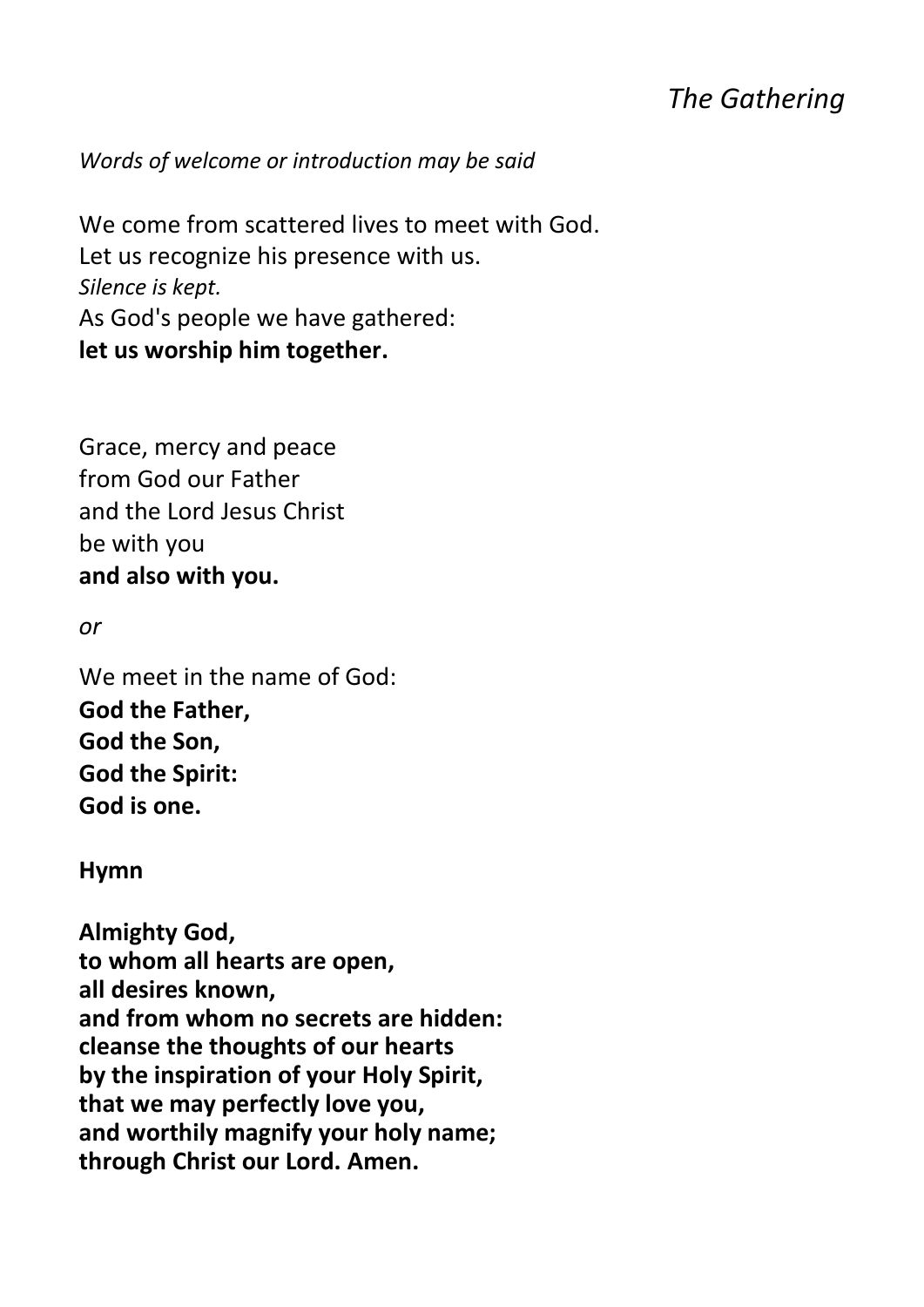# *The Gathering*

*Words of welcome or introduction may be said*

We come from scattered lives to meet with God.
Let us recognize his presence with us.
*Silence is kept.*
As God's people we have gathered:
**let us worship him together.**

Grace, mercy and peace
from God our Father
and the Lord Jesus Christ
be with you
**and also with you.**

*or*

We meet in the name of God:
**God the Father,**
**God the Son,**
**God the Spirit:**
**God is one.**

**Hymn**

**Almighty God,**
**to whom all hearts are open,**
**all desires known,**
**and from whom no secrets are hidden:**
**cleanse the thoughts of our hearts**
**by the inspiration of your Holy Spirit,**
**that we may perfectly love you,**
**and worthily magnify your holy name;**
**through Christ our Lord. Amen.**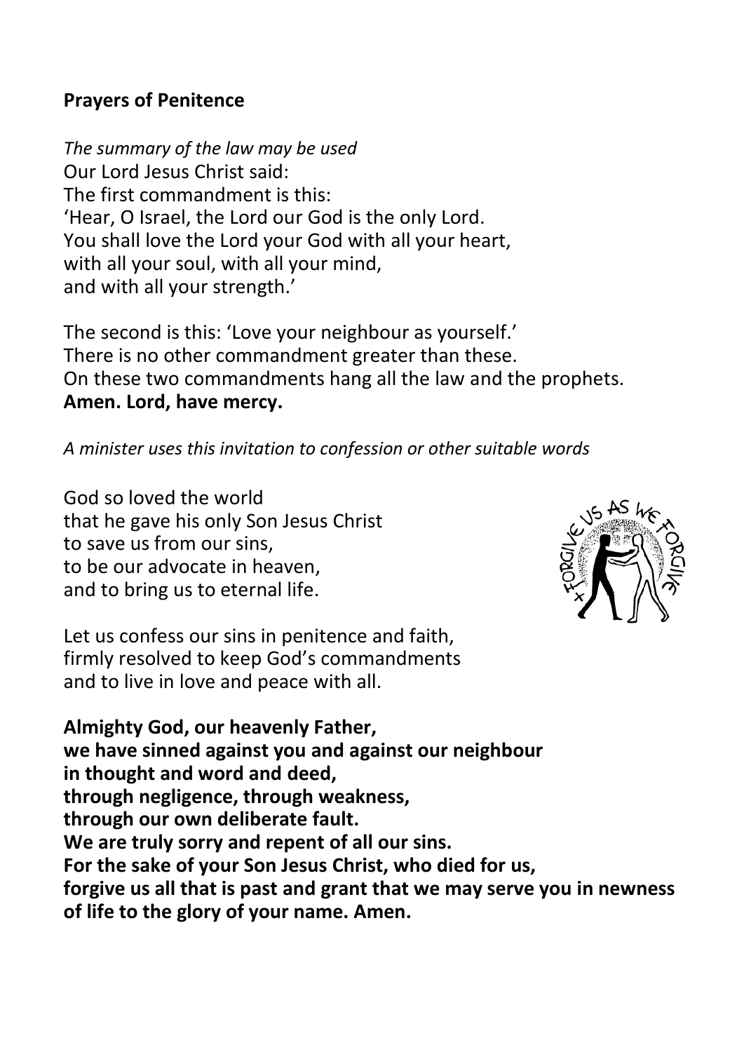## Prayers of Penitence

*The summary of the law may be used*

Our Lord Jesus Christ said:
The first commandment is this:
'Hear, O Israel, the Lord our God is the only Lord.
You shall love the Lord your God with all your heart,
with all your soul, with all your mind,
and with all your strength.'

The second is this: 'Love your neighbour as yourself.'
There is no other commandment greater than these.
On these two commandments hang all the law and the prophets.
**Amen. Lord, have mercy.**

*A minister uses this invitation to confession or other suitable words*

God so loved the world
that he gave his only Son Jesus Christ
to save us from our sins,
to be our advocate in heaven,
and to bring us to eternal life.

Let us confess our sins in penitence and faith,
firmly resolved to keep God's commandments
and to live in love and peace with all.

**Almighty God, our heavenly Father,
we have sinned against you and against our neighbour
in thought and word and deed,
through negligence, through weakness,
through our own deliberate fault.
We are truly sorry and repent of all our sins.
For the sake of your Son Jesus Christ, who died for us,
forgive us all that is past and grant that we may serve you in newness of life to the glory of your name. Amen.**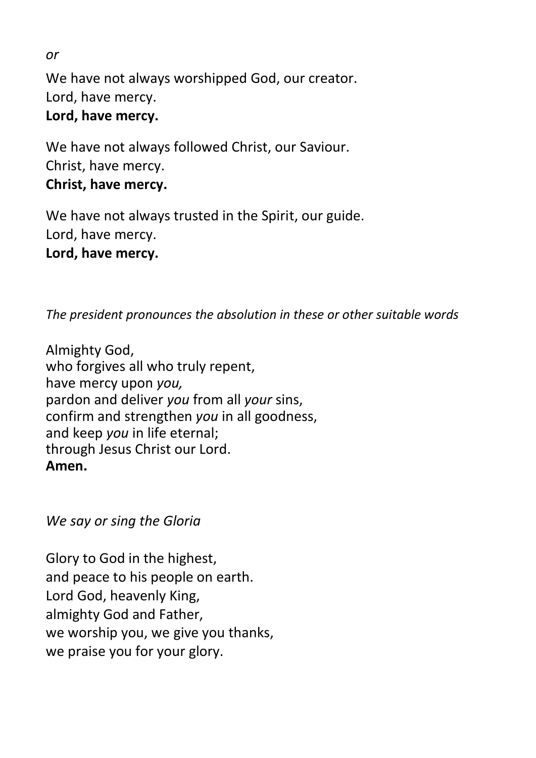*or*

We have not always worshipped God, our creator.  
Lord, have mercy.  
**Lord, have mercy.**

We have not always followed Christ, our Saviour.  
Christ, have mercy.  
**Christ, have mercy.**

We have not always trusted in the Spirit, our guide.  
Lord, have mercy.  
**Lord, have mercy.**

*The president pronounces the absolution in these or other suitable words*

Almighty God,  
who forgives all who truly repent,  
have mercy upon *you,*  
pardon and deliver *you* from all *your* sins,  
confirm and strengthen *you* in all goodness,  
and keep *you* in life eternal;  
through Jesus Christ our Lord.  
**Amen.**

*We say or sing the Gloria*

Glory to God in the highest,  
and peace to his people on earth.  
Lord God, heavenly King,  
almighty God and Father,  
we worship you, we give you thanks,  
we praise you for your glory.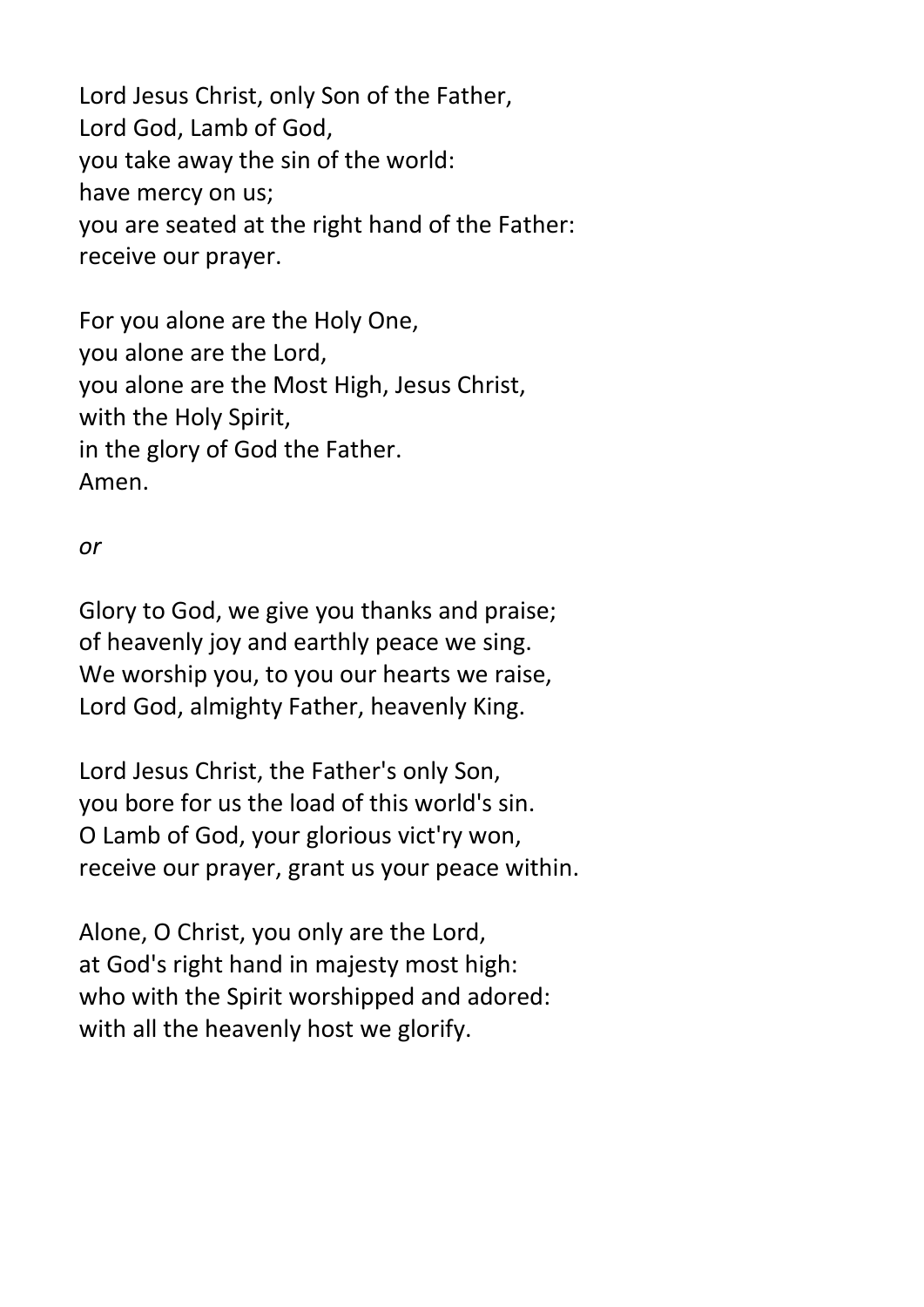Lord Jesus Christ, only Son of the Father,
Lord God, Lamb of God,
you take away the sin of the world:
have mercy on us;
you are seated at the right hand of the Father:
receive our prayer.

For you alone are the Holy One,
you alone are the Lord,
you alone are the Most High, Jesus Christ,
with the Holy Spirit,
in the glory of God the Father.
Amen.

*or*

Glory to God, we give you thanks and praise;
of heavenly joy and earthly peace we sing.
We worship you, to you our hearts we raise,
Lord God, almighty Father, heavenly King.

Lord Jesus Christ, the Father's only Son,
you bore for us the load of this world's sin.
O Lamb of God, your glorious vict'ry won,
receive our prayer, grant us your peace within.

Alone, O Christ, you only are the Lord,
at God's right hand in majesty most high:
who with the Spirit worshipped and adored:
with all the heavenly host we glorify.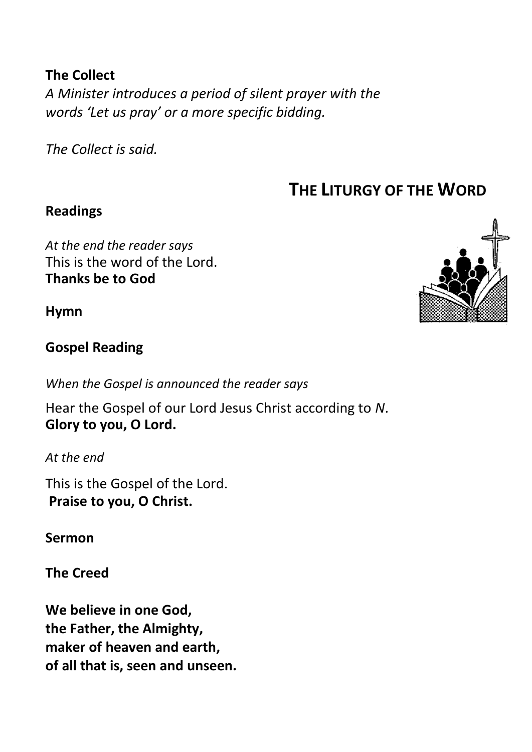**The Collect**

*A Minister introduces a period of silent prayer with the words 'Let us pray' or a more specific bidding.*

*The Collect is said.*

## THE LITURGY OF THE WORD

**Readings**

*At the end the reader says*
This is the word of the Lord.
**Thanks be to God**

**Hymn**

**Gospel Reading**

*When the Gospel is announced the reader says*

Hear the Gospel of our Lord Jesus Christ according to *N*.
**Glory to you, O Lord.**

*At the end*

This is the Gospel of the Lord.
**Praise to you, O Christ.**

**Sermon**

**The Creed**

**We believe in one God,**
**the Father, the Almighty,**
**maker of heaven and earth,**
**of all that is, seen and unseen.**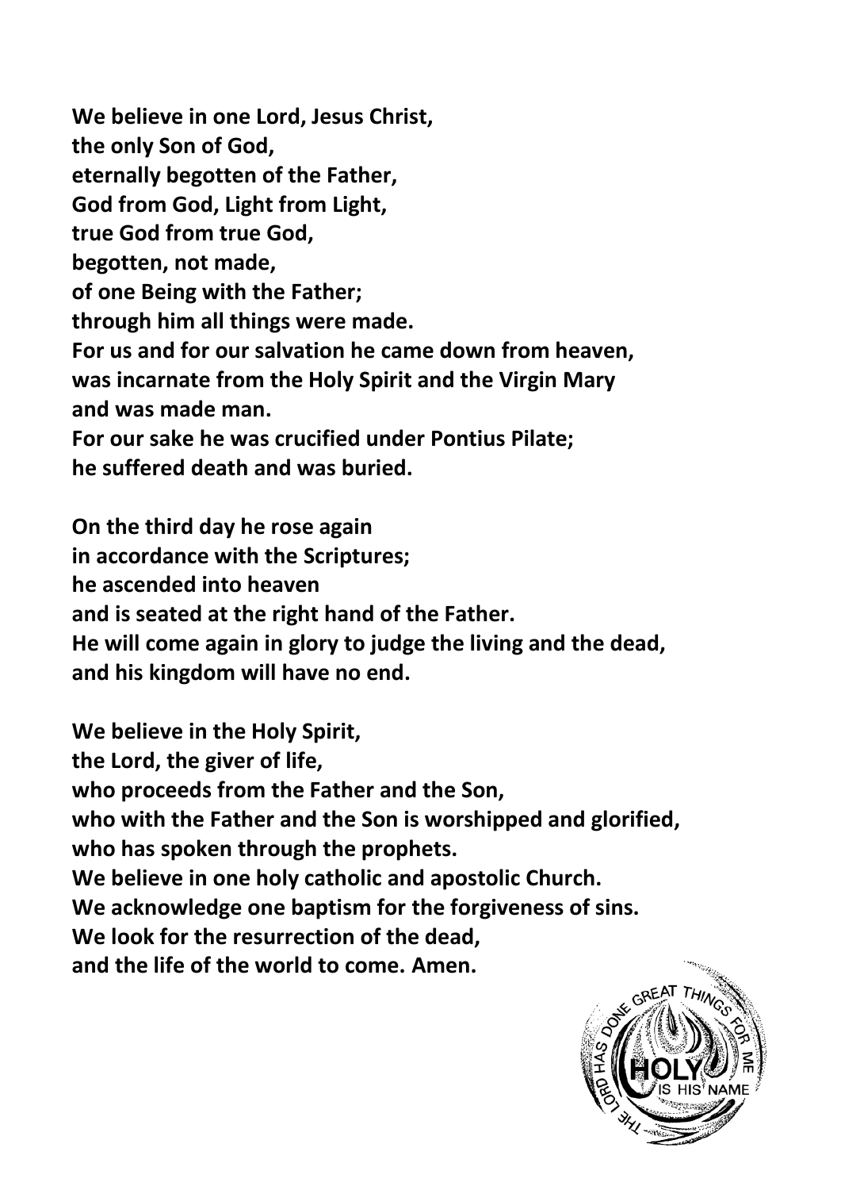**We believe in one Lord, Jesus Christ,**
**the only Son of God,**
**eternally begotten of the Father,**
**God from God, Light from Light,**
**true God from true God,**
**begotten, not made,**
**of one Being with the Father;**
**through him all things were made.**
**For us and for our salvation he came down from heaven,**
**was incarnate from the Holy Spirit and the Virgin Mary**
**and was made man.**
**For our sake he was crucified under Pontius Pilate;**
**he suffered death and was buried.**

**On the third day he rose again**
**in accordance with the Scriptures;**
**he ascended into heaven**
**and is seated at the right hand of the Father.**
**He will come again in glory to judge the living and the dead,**
**and his kingdom will have no end.**

**We believe in the Holy Spirit,**
**the Lord, the giver of life,**
**who proceeds from the Father and the Son,**
**who with the Father and the Son is worshipped and glorified,**
**who has spoken through the prophets.**
**We believe in one holy catholic and apostolic Church.**
**We acknowledge one baptism for the forgiveness of sins.**
**We look for the resurrection of the dead,**
**and the life of the world to come. Amen.**

THE LORD HAS DONE GREAT THINGS FOR ME

HOLY IS HIS NAME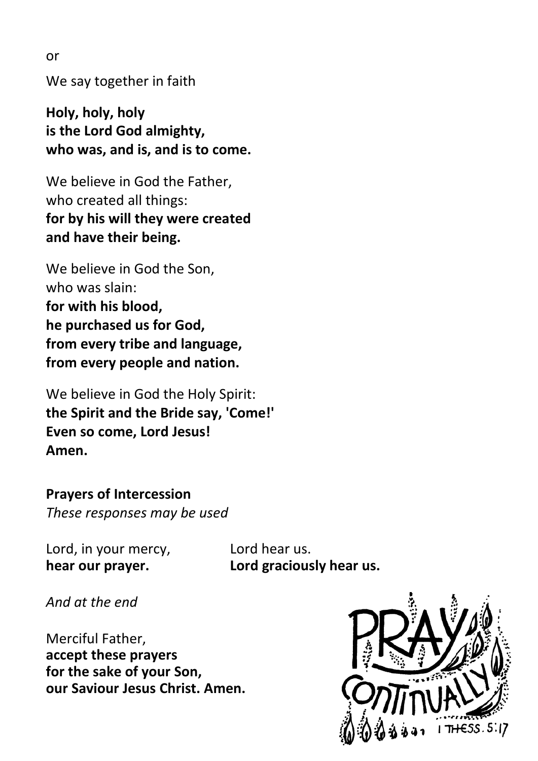or

We say together in faith

**Holy, holy, holy**
**is the Lord God almighty,**
**who was, and is, and is to come.**

We believe in God the Father,
who created all things:
**for by his will they were created**
**and have their being.**

We believe in God the Son,
who was slain:
**for with his blood,**
**he purchased us for God,**
**from every tribe and language,**
**from every people and nation.**

We believe in God the Holy Spirit:
**the Spirit and the Bride say, 'Come!'**
**Even so come, Lord Jesus!**
**Amen.**

**Prayers of Intercession**
*These responses may be used*

Lord, in your mercy,
**hear our prayer.**

Lord hear us.
**Lord graciously hear us.**

*And at the end*

Merciful Father,
**accept these prayers**
**for the sake of your Son,**
**our Saviour Jesus Christ. Amen.**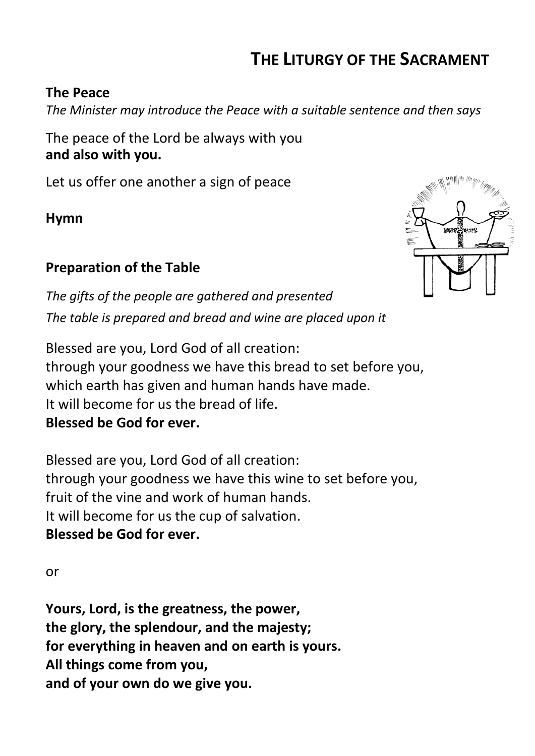# THE LITURGY OF THE SACRAMENT

**The Peace**

*The Minister may introduce the Peace with a suitable sentence and then says*

The peace of the Lord be always with you
**and also with you.**

Let us offer one another a sign of peace

**Hymn**

**Preparation of the Table**

*The gifts of the people are gathered and presented*

*The table is prepared and bread and wine are placed upon it*

Blessed are you, Lord God of all creation:
through your goodness we have this bread to set before you,
which earth has given and human hands have made.
It will become for us the bread of life.
**Blessed be God for ever.**

Blessed are you, Lord God of all creation:
through your goodness we have this wine to set before you,
fruit of the vine and work of human hands.
It will become for us the cup of salvation.
**Blessed be God for ever.**

or

**Yours, Lord, is the greatness, the power,**
**the glory, the splendour, and the majesty;**
**for everything in heaven and on earth is yours.**
**All things come from you,**
**and of your own do we give you.**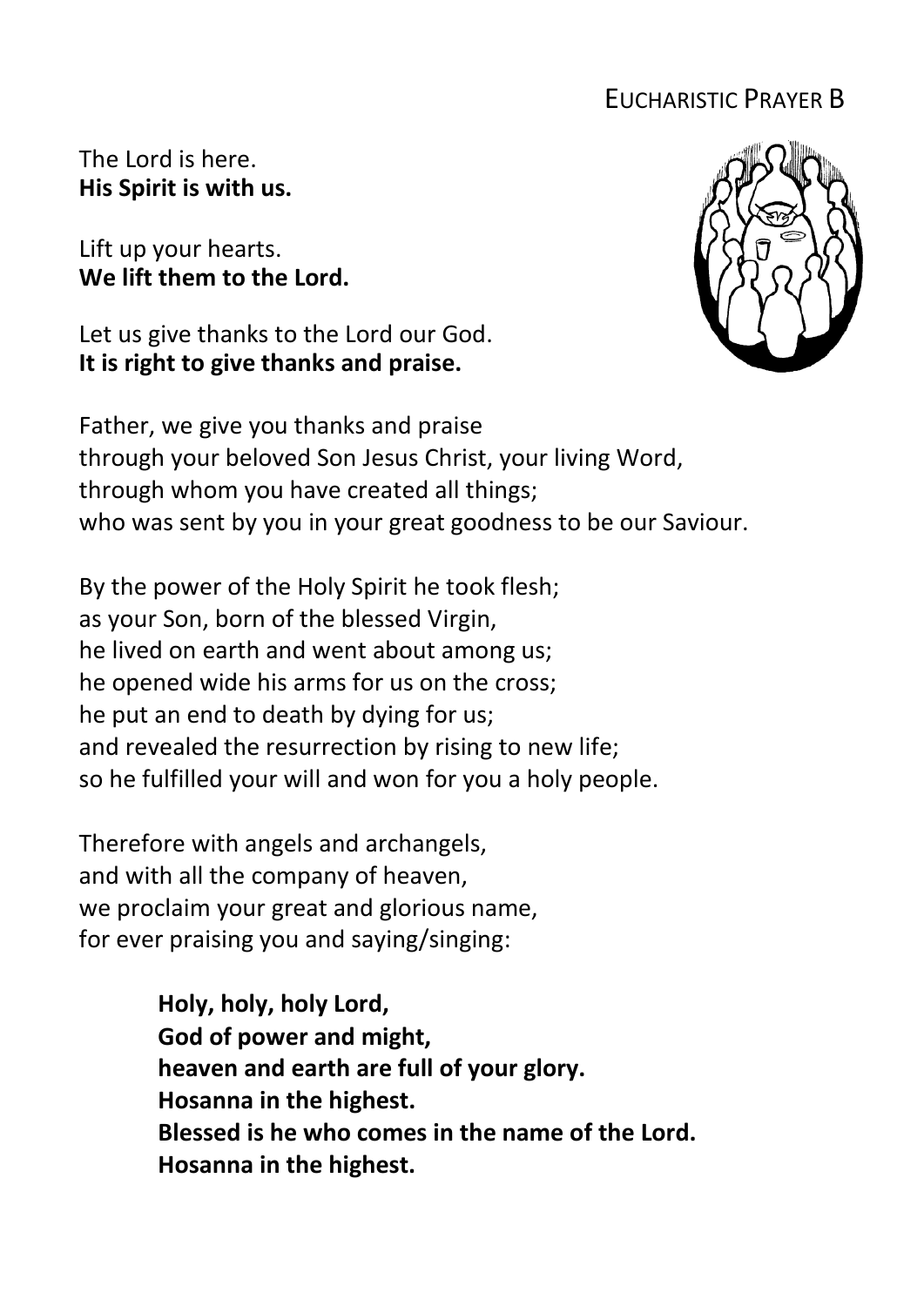## Eucharistic Prayer B

The Lord is here.
**His Spirit is with us.**

Lift up your hearts.
**We lift them to the Lord.**

Let us give thanks to the Lord our God.
**It is right to give thanks and praise.**

Father, we give you thanks and praise
through your beloved Son Jesus Christ, your living Word,
through whom you have created all things;
who was sent by you in your great goodness to be our Saviour.

By the power of the Holy Spirit he took flesh;
as your Son, born of the blessed Virgin,
he lived on earth and went about among us;
he opened wide his arms for us on the cross;
he put an end to death by dying for us;
and revealed the resurrection by rising to new life;
so he fulfilled your will and won for you a holy people.

Therefore with angels and archangels,
and with all the company of heaven,
we proclaim your great and glorious name,
for ever praising you and saying/singing:

**Holy, holy, holy Lord,**
**God of power and might,**
**heaven and earth are full of your glory.**
**Hosanna in the highest.**
**Blessed is he who comes in the name of the Lord.**
**Hosanna in the highest.**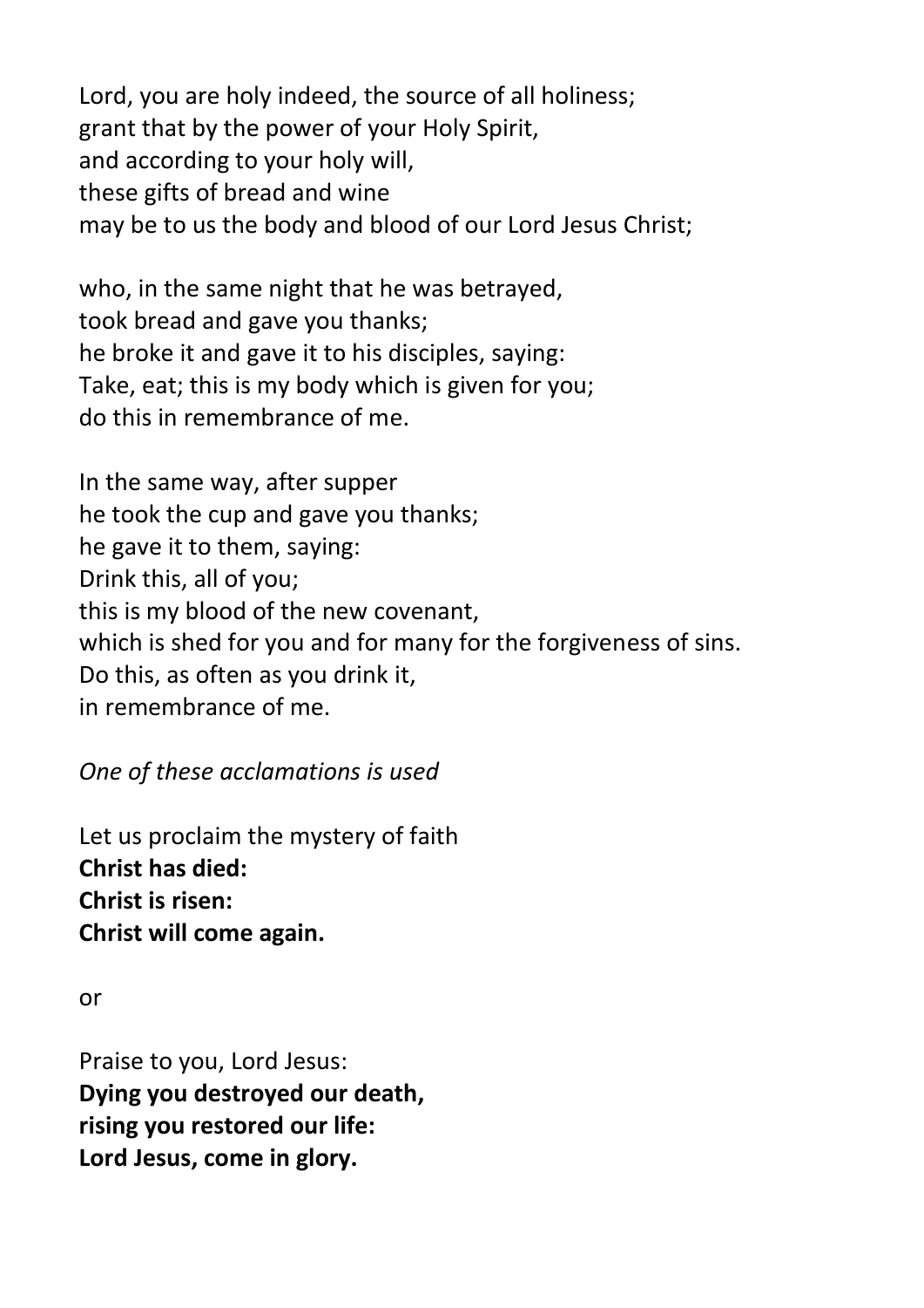Lord, you are holy indeed, the source of all holiness;
grant that by the power of your Holy Spirit,
and according to your holy will,
these gifts of bread and wine
may be to us the body and blood of our Lord Jesus Christ;

who, in the same night that he was betrayed,
took bread and gave you thanks;
he broke it and gave it to his disciples, saying:
Take, eat; this is my body which is given for you;
do this in remembrance of me.

In the same way, after supper
he took the cup and gave you thanks;
he gave it to them, saying:
Drink this, all of you;
this is my blood of the new covenant,
which is shed for you and for many for the forgiveness of sins.
Do this, as often as you drink it,
in remembrance of me.

*One of these acclamations is used*

Let us proclaim the mystery of faith
**Christ has died:**
**Christ is risen:**
**Christ will come again.**

or

Praise to you, Lord Jesus:
**Dying you destroyed our death,**
**rising you restored our life:**
**Lord Jesus, come in glory.**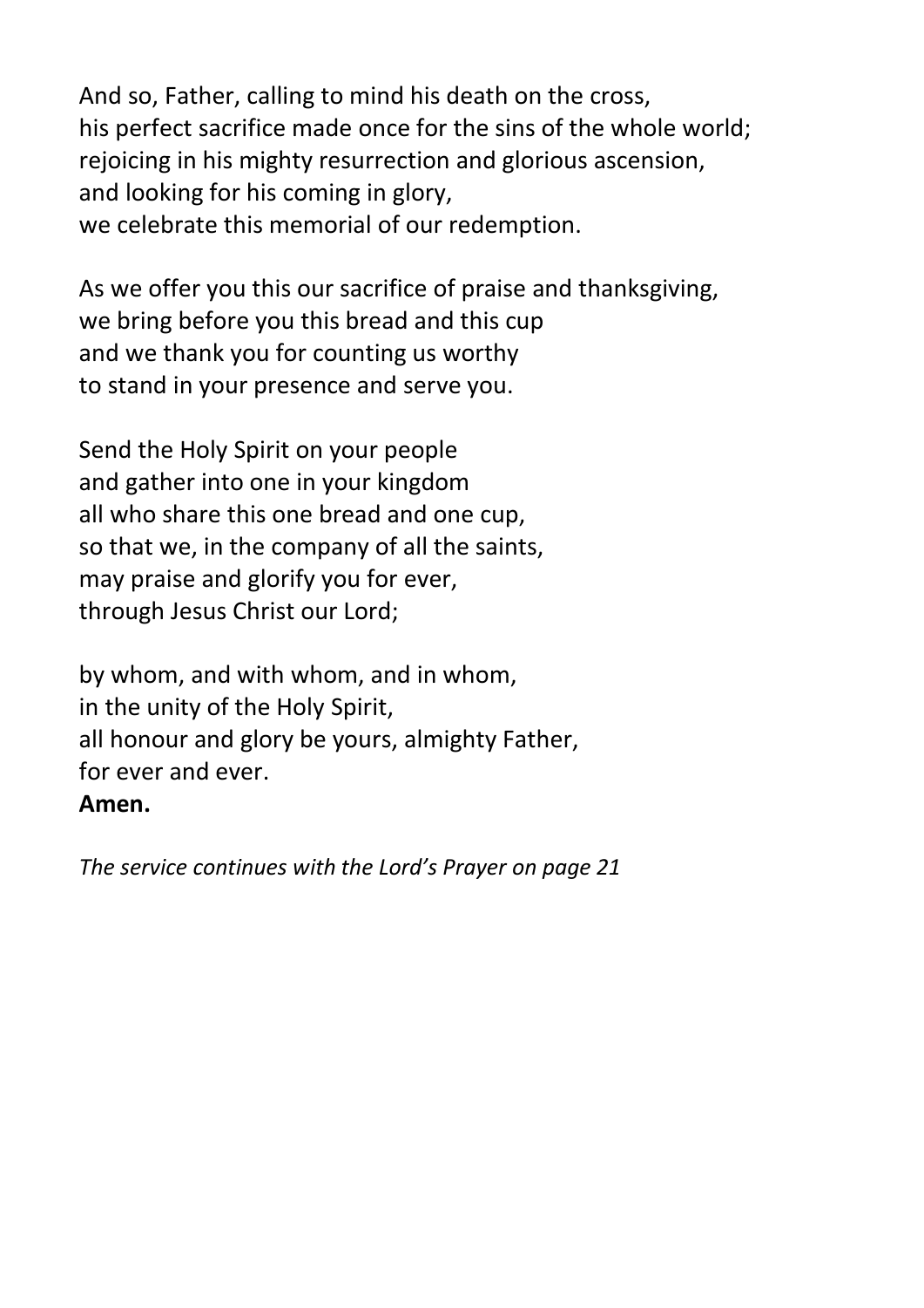And so, Father, calling to mind his death on the cross,  
his perfect sacrifice made once for the sins of the whole world;  
rejoicing in his mighty resurrection and glorious ascension,  
and looking for his coming in glory,  
we celebrate this memorial of our redemption.

As we offer you this our sacrifice of praise and thanksgiving,  
we bring before you this bread and this cup  
and we thank you for counting us worthy  
to stand in your presence and serve you.

Send the Holy Spirit on your people  
and gather into one in your kingdom  
all who share this one bread and one cup,  
so that we, in the company of all the saints,  
may praise and glorify you for ever,  
through Jesus Christ our Lord;

by whom, and with whom, and in whom,  
in the unity of the Holy Spirit,  
all honour and glory be yours, almighty Father,  
for ever and ever.  
**Amen.**

*The service continues with the Lord's Prayer on page 21*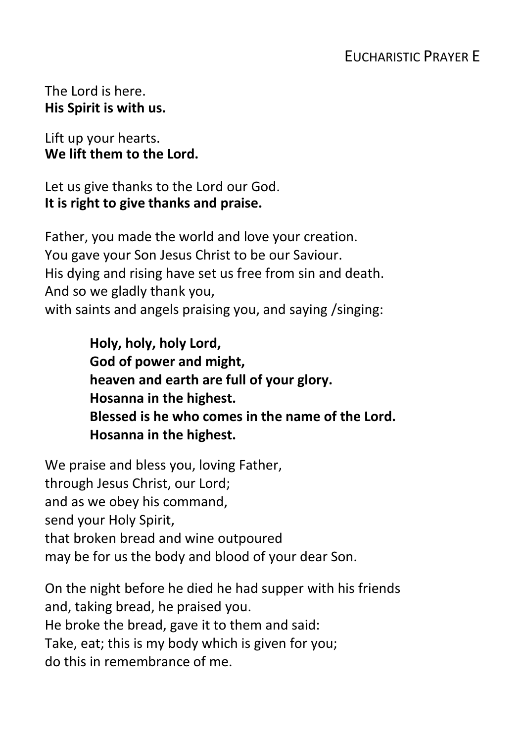## Eucharistic Prayer E

The Lord is here.
**His Spirit is with us.**

Lift up your hearts.
**We lift them to the Lord.**

Let us give thanks to the Lord our God.
**It is right to give thanks and praise.**

Father, you made the world and love your creation.
You gave your Son Jesus Christ to be our Saviour.
His dying and rising have set us free from sin and death.
And so we gladly thank you,
with saints and angels praising you, and saying /singing:

> **Holy, holy, holy Lord,**
> **God of power and might,**
> **heaven and earth are full of your glory.**
> **Hosanna in the highest.**
> **Blessed is he who comes in the name of the Lord.**
> **Hosanna in the highest.**

We praise and bless you, loving Father,
through Jesus Christ, our Lord;
and as we obey his command,
send your Holy Spirit,
that broken bread and wine outpoured
may be for us the body and blood of your dear Son.

On the night before he died he had supper with his friends
and, taking bread, he praised you.
He broke the bread, gave it to them and said:
Take, eat; this is my body which is given for you;
do this in remembrance of me.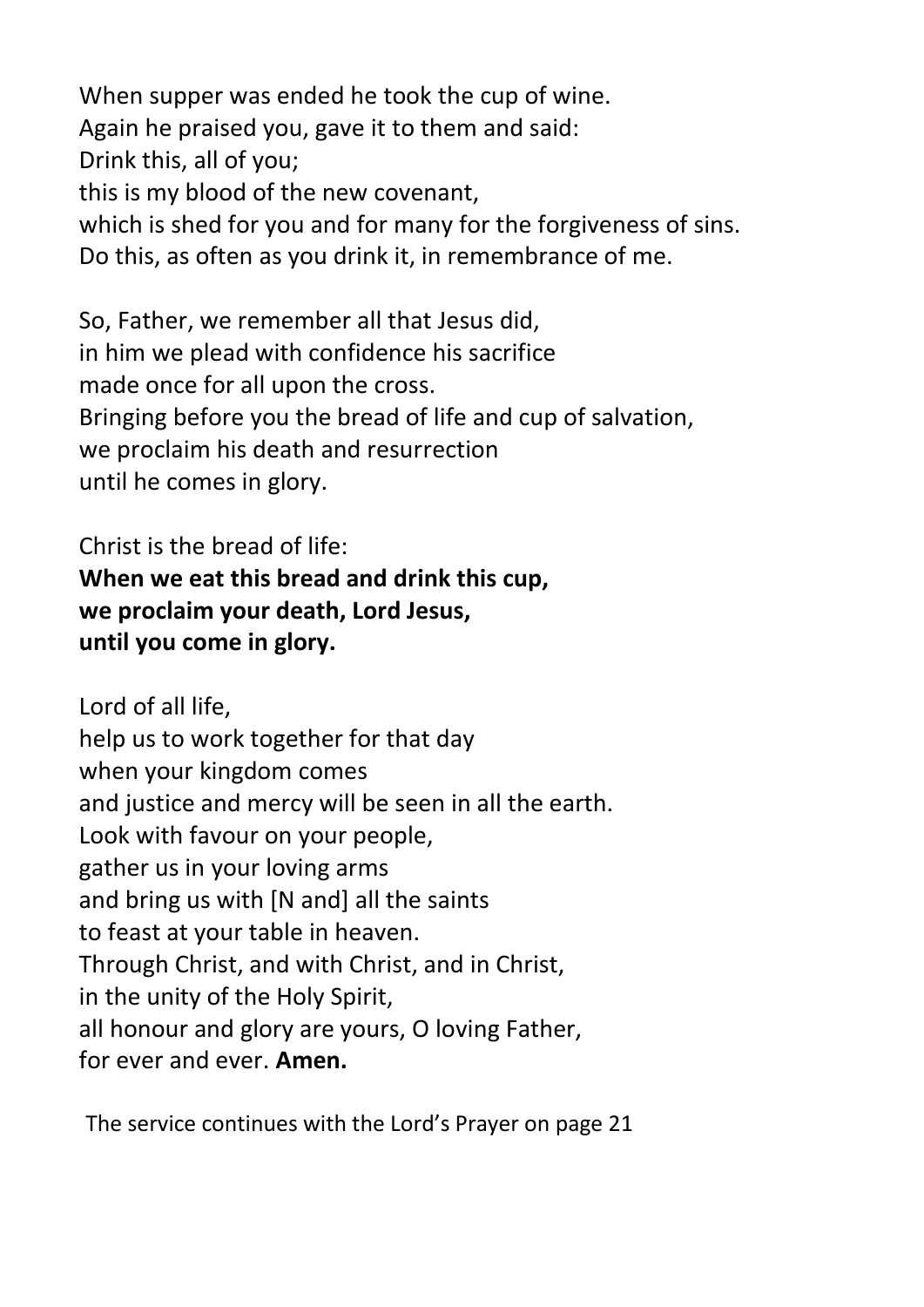When supper was ended he took the cup of wine.
Again he praised you, gave it to them and said:
Drink this, all of you;
this is my blood of the new covenant,
which is shed for you and for many for the forgiveness of sins.
Do this, as often as you drink it, in remembrance of me.

So, Father, we remember all that Jesus did,
in him we plead with confidence his sacrifice
made once for all upon the cross.
Bringing before you the bread of life and cup of salvation,
we proclaim his death and resurrection
until he comes in glory.

Christ is the bread of life:
**When we eat this bread and drink this cup,**
**we proclaim your death, Lord Jesus,**
**until you come in glory.**

Lord of all life,
help us to work together for that day
when your kingdom comes
and justice and mercy will be seen in all the earth.
Look with favour on your people,
gather us in your loving arms
and bring us with [N and] all the saints
to feast at your table in heaven.
Through Christ, and with Christ, and in Christ,
in the unity of the Holy Spirit,
all honour and glory are yours, O loving Father,
for ever and ever. **Amen.**

The service continues with the Lord's Prayer on page 21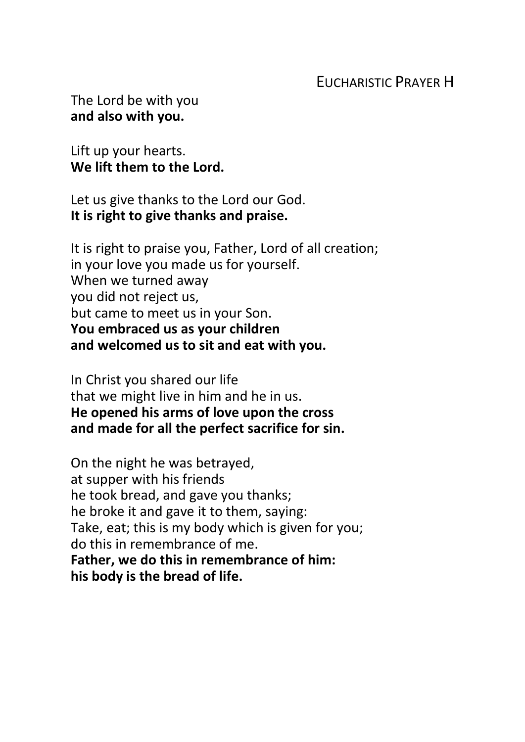## Eucharistic Prayer H

The Lord be with you
**and also with you.**

Lift up your hearts.
**We lift them to the Lord.**

Let us give thanks to the Lord our God.
**It is right to give thanks and praise.**

It is right to praise you, Father, Lord of all creation;
in your love you made us for yourself.
When we turned away
you did not reject us,
but came to meet us in your Son.
**You embraced us as your children**
**and welcomed us to sit and eat with you.**

In Christ you shared our life
that we might live in him and he in us.
**He opened his arms of love upon the cross**
**and made for all the perfect sacrifice for sin.**

On the night he was betrayed,
at supper with his friends
he took bread, and gave you thanks;
he broke it and gave it to them, saying:
Take, eat; this is my body which is given for you;
do this in remembrance of me.
**Father, we do this in remembrance of him:**
**his body is the bread of life.**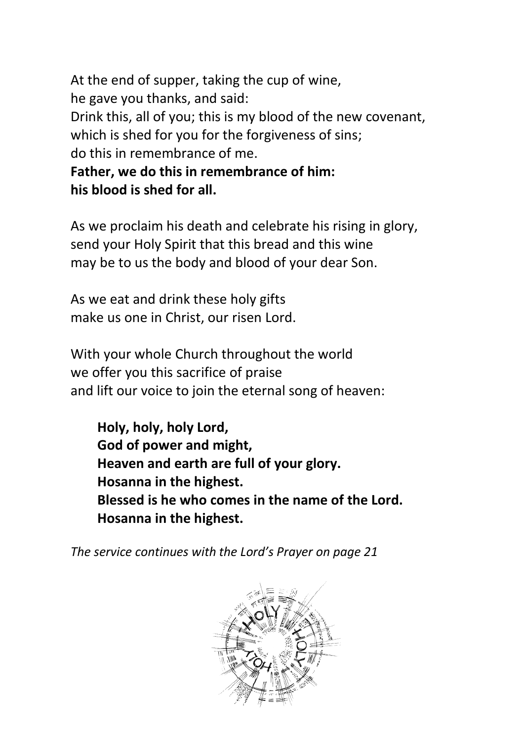At the end of supper, taking the cup of wine,
he gave you thanks, and said:
Drink this, all of you; this is my blood of the new covenant,
which is shed for you for the forgiveness of sins;
do this in remembrance of me.
**Father, we do this in remembrance of him:**
**his blood is shed for all.**

As we proclaim his death and celebrate his rising in glory,
send your Holy Spirit that this bread and this wine
may be to us the body and blood of your dear Son.

As we eat and drink these holy gifts
make us one in Christ, our risen Lord.

With your whole Church throughout the world
we offer you this sacrifice of praise
and lift our voice to join the eternal song of heaven:

> **Holy, holy, holy Lord,**
> **God of power and might,**
> **Heaven and earth are full of your glory.**
> **Hosanna in the highest.**
> **Blessed is he who comes in the name of the Lord.**
> **Hosanna in the highest.**

*The service continues with the Lord's Prayer on page 21*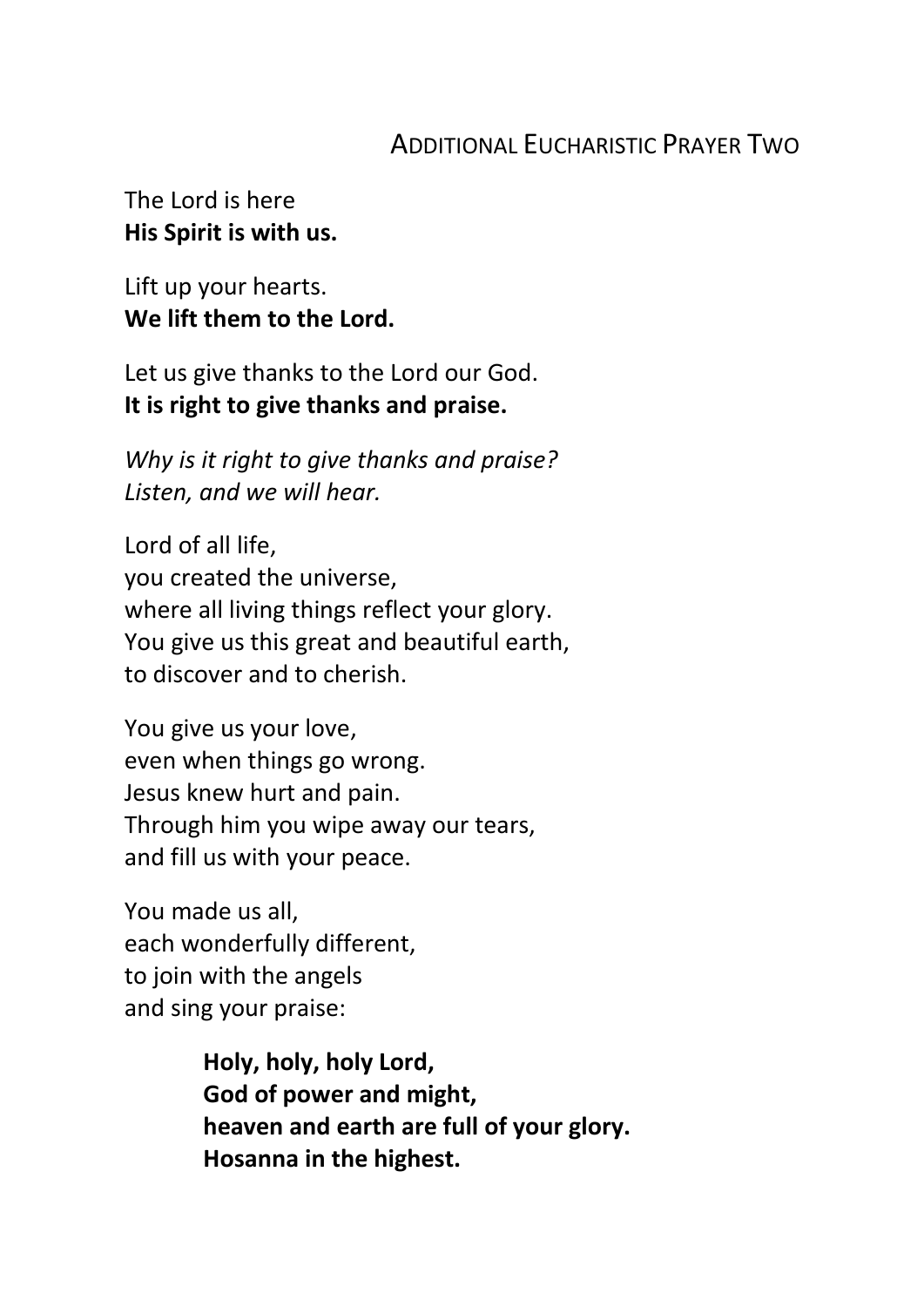## Additional Eucharistic Prayer Two

The Lord is here  
**His Spirit is with us.**

Lift up your hearts.  
**We lift them to the Lord.**

Let us give thanks to the Lord our God.  
**It is right to give thanks and praise.**

*Why is it right to give thanks and praise?*  
*Listen, and we will hear.*

Lord of all life,  
you created the universe,  
where all living things reflect your glory.  
You give us this great and beautiful earth,  
to discover and to cherish.

You give us your love,  
even when things go wrong.  
Jesus knew hurt and pain.  
Through him you wipe away our tears,  
and fill us with your peace.

You made us all,  
each wonderfully different,  
to join with the angels  
and sing your praise:

> **Holy, holy, holy Lord,**  
> **God of power and might,**  
> **heaven and earth are full of your glory.**  
> **Hosanna in the highest.**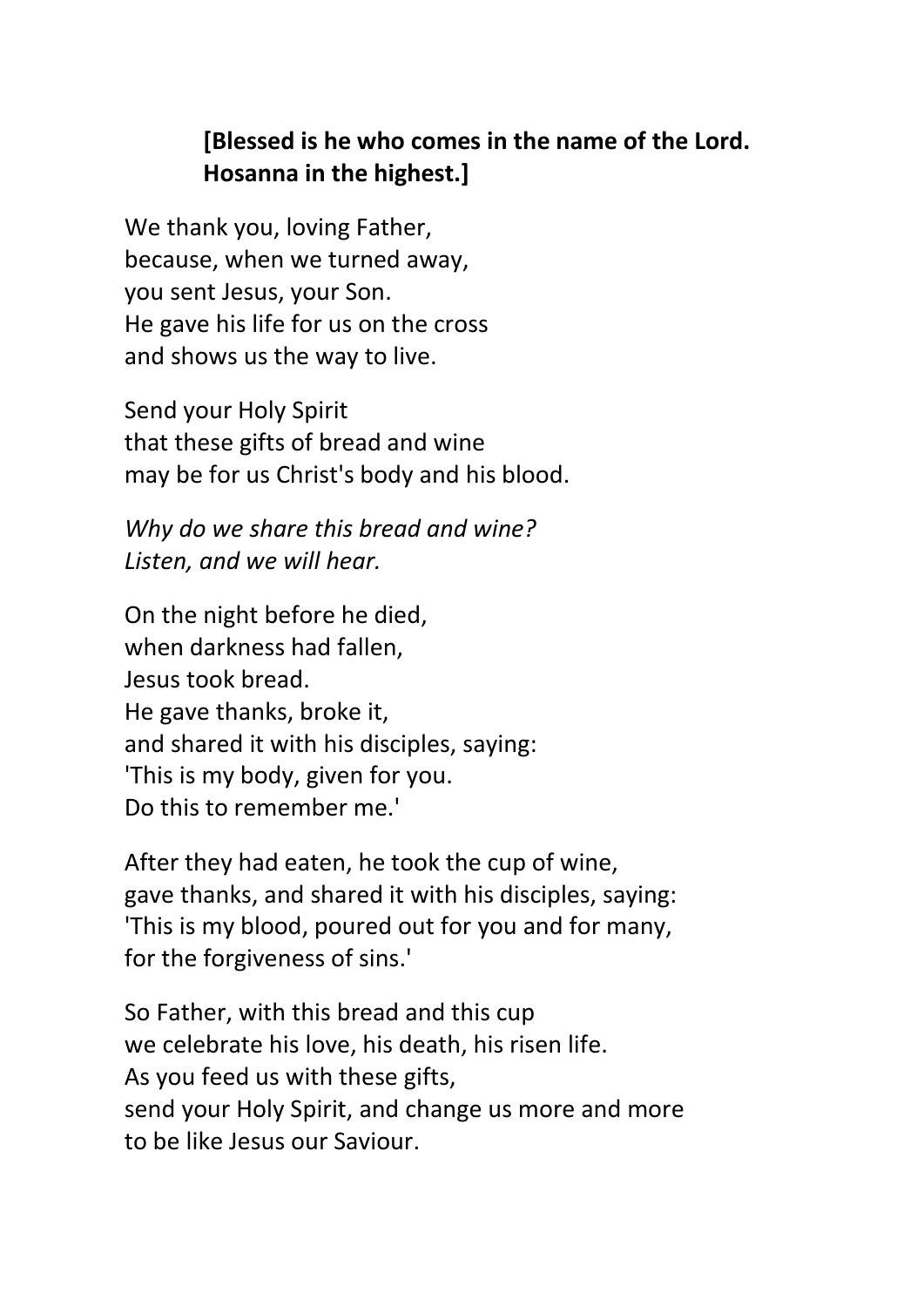**[Blessed is he who comes in the name of the Lord.**
**Hosanna in the highest.]**

We thank you, loving Father,
because, when we turned away,
you sent Jesus, your Son.
He gave his life for us on the cross
and shows us the way to live.

Send your Holy Spirit
that these gifts of bread and wine
may be for us Christ's body and his blood.

*Why do we share this bread and wine?*
*Listen, and we will hear.*

On the night before he died,
when darkness had fallen,
Jesus took bread.
He gave thanks, broke it,
and shared it with his disciples, saying:
'This is my body, given for you.
Do this to remember me.'

After they had eaten, he took the cup of wine,
gave thanks, and shared it with his disciples, saying:
'This is my blood, poured out for you and for many,
for the forgiveness of sins.'

So Father, with this bread and this cup
we celebrate his love, his death, his risen life.
As you feed us with these gifts,
send your Holy Spirit, and change us more and more
to be like Jesus our Saviour.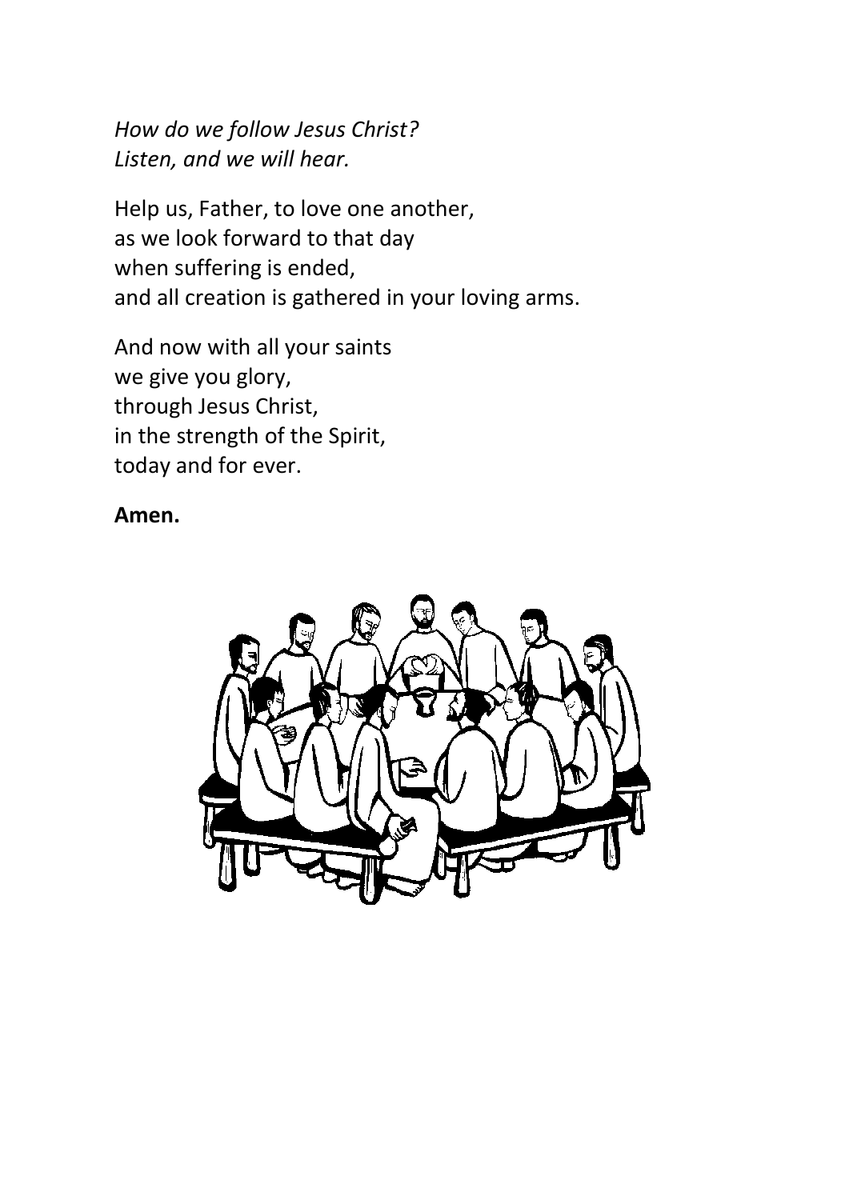*How do we follow Jesus Christ?*
*Listen, and we will hear.*

Help us, Father, to love one another,
as we look forward to that day
when suffering is ended,
and all creation is gathered in your loving arms.

And now with all your saints
we give you glory,
through Jesus Christ,
in the strength of the Spirit,
today and for ever.

**Amen.**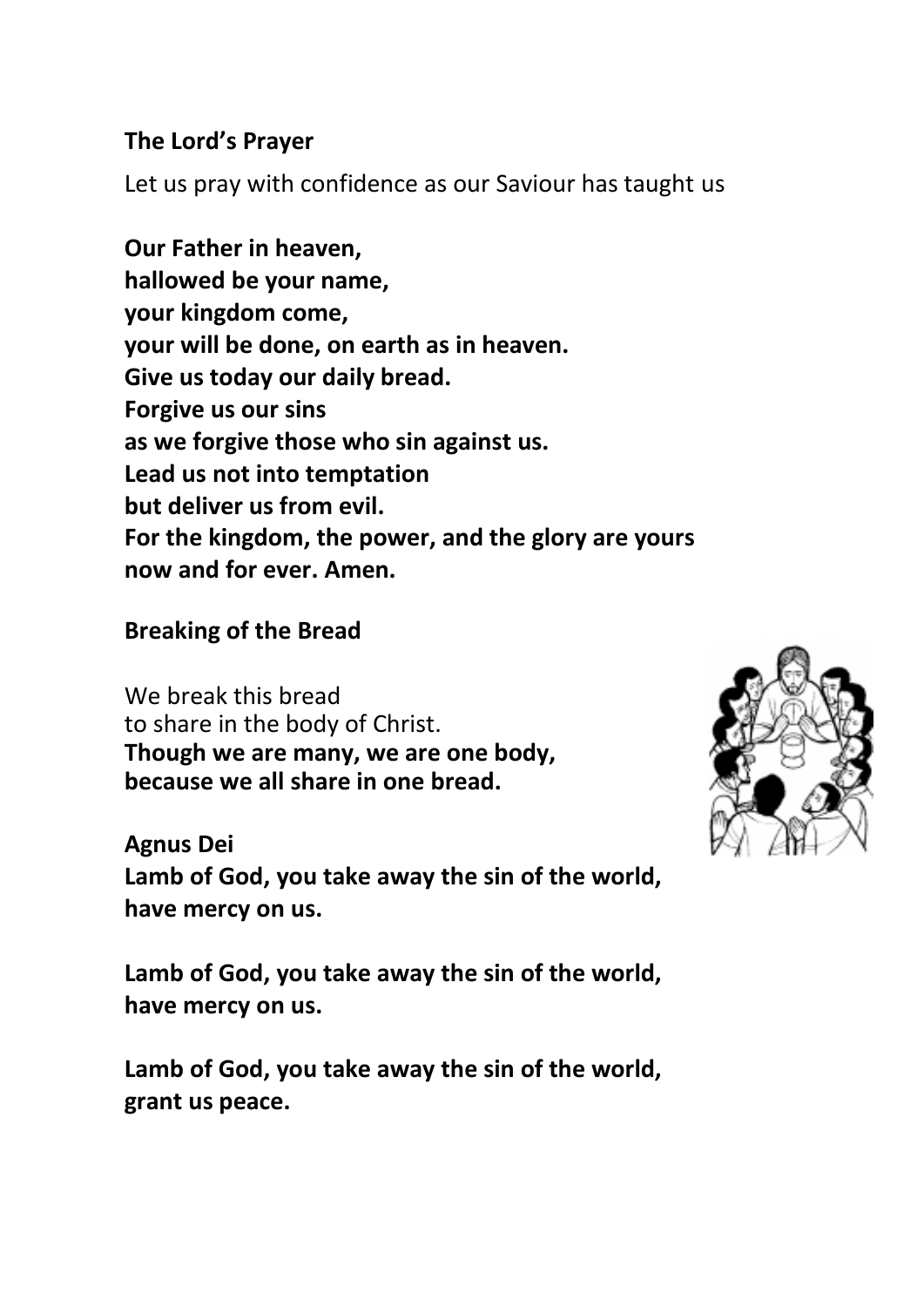**The Lord's Prayer**

Let us pray with confidence as our Saviour has taught us

**Our Father in heaven,**
**hallowed be your name,**
**your kingdom come,**
**your will be done, on earth as in heaven.**
**Give us today our daily bread.**
**Forgive us our sins**
**as we forgive those who sin against us.**
**Lead us not into temptation**
**but deliver us from evil.**
**For the kingdom, the power, and the glory are yours**
**now and for ever. Amen.**

**Breaking of the Bread**

We break this bread
to share in the body of Christ.
**Though we are many, we are one body,**
**because we all share in one bread.**

**Agnus Dei**
**Lamb of God, you take away the sin of the world,**
**have mercy on us.**

**Lamb of God, you take away the sin of the world,**
**have mercy on us.**

**Lamb of God, you take away the sin of the world,**
**grant us peace.**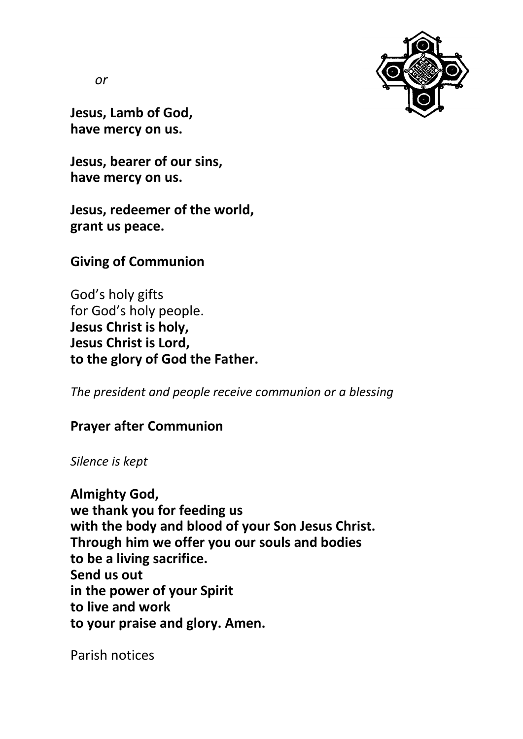*or*

**Jesus, Lamb of God,**
**have mercy on us.**

**Jesus, bearer of our sins,**
**have mercy on us.**

**Jesus, redeemer of the world,**
**grant us peace.**

## Giving of Communion

God's holy gifts
for God's holy people.
**Jesus Christ is holy,**
**Jesus Christ is Lord,**
**to the glory of God the Father.**

*The president and people receive communion or a blessing*

## Prayer after Communion

*Silence is kept*

**Almighty God,**
**we thank you for feeding us**
**with the body and blood of your Son Jesus Christ.**
**Through him we offer you our souls and bodies**
**to be a living sacrifice.**
**Send us out**
**in the power of your Spirit**
**to live and work**
**to your praise and glory. Amen.**

Parish notices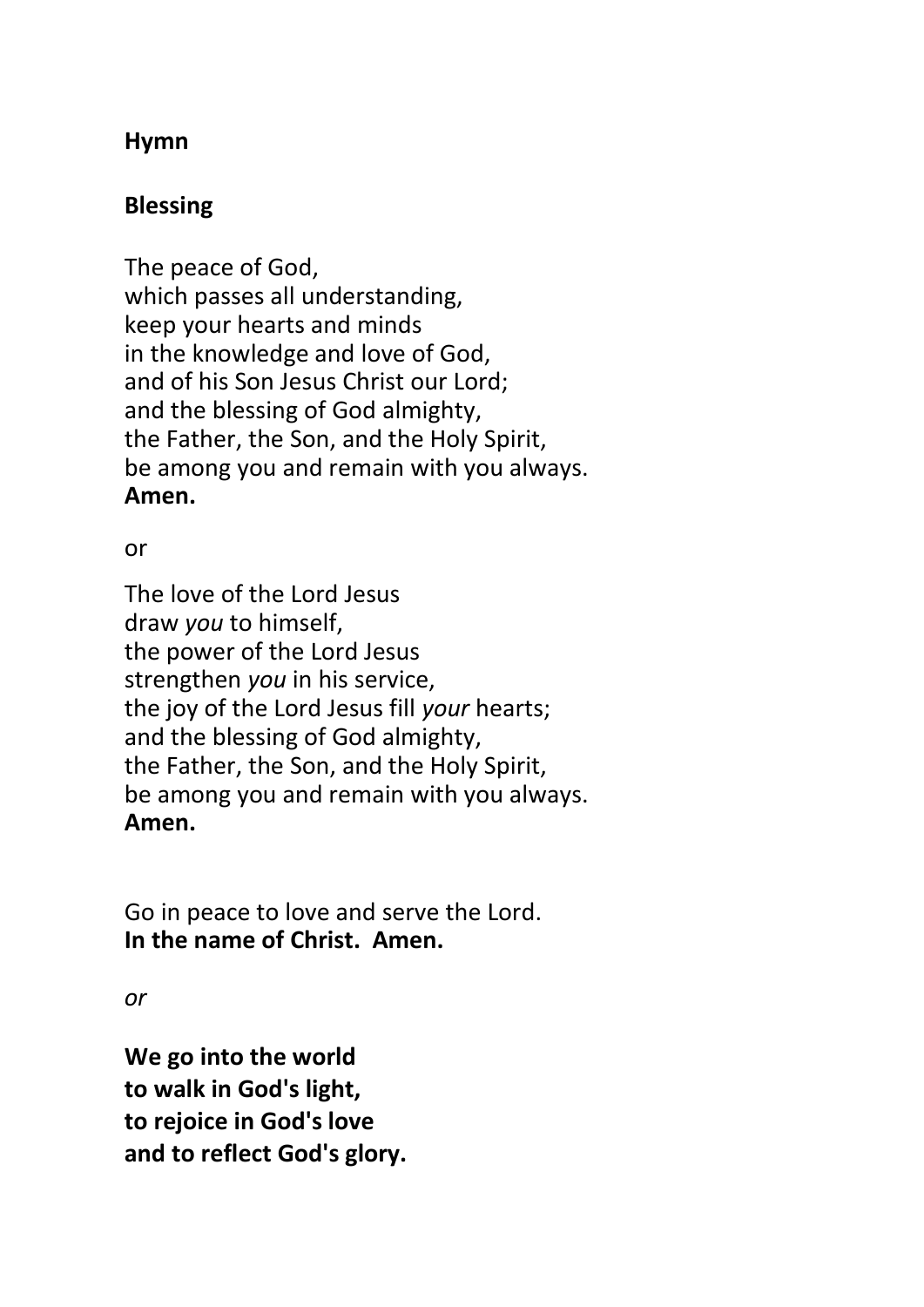**Hymn**

**Blessing**

The peace of God,  
which passes all understanding,  
keep your hearts and minds  
in the knowledge and love of God,  
and of his Son Jesus Christ our Lord;  
and the blessing of God almighty,  
the Father, the Son, and the Holy Spirit,  
be among you and remain with you always.  
**Amen.**

or

The love of the Lord Jesus  
draw *you* to himself,  
the power of the Lord Jesus  
strengthen *you* in his service,  
the joy of the Lord Jesus fill *your* hearts;  
and the blessing of God almighty,  
the Father, the Son, and the Holy Spirit,  
be among you and remain with you always.  
**Amen.**

Go in peace to love and serve the Lord.  
**In the name of Christ. Amen.**

*or*

**We go into the world**  
**to walk in God's light,**  
**to rejoice in God's love**  
**and to reflect God's glory.**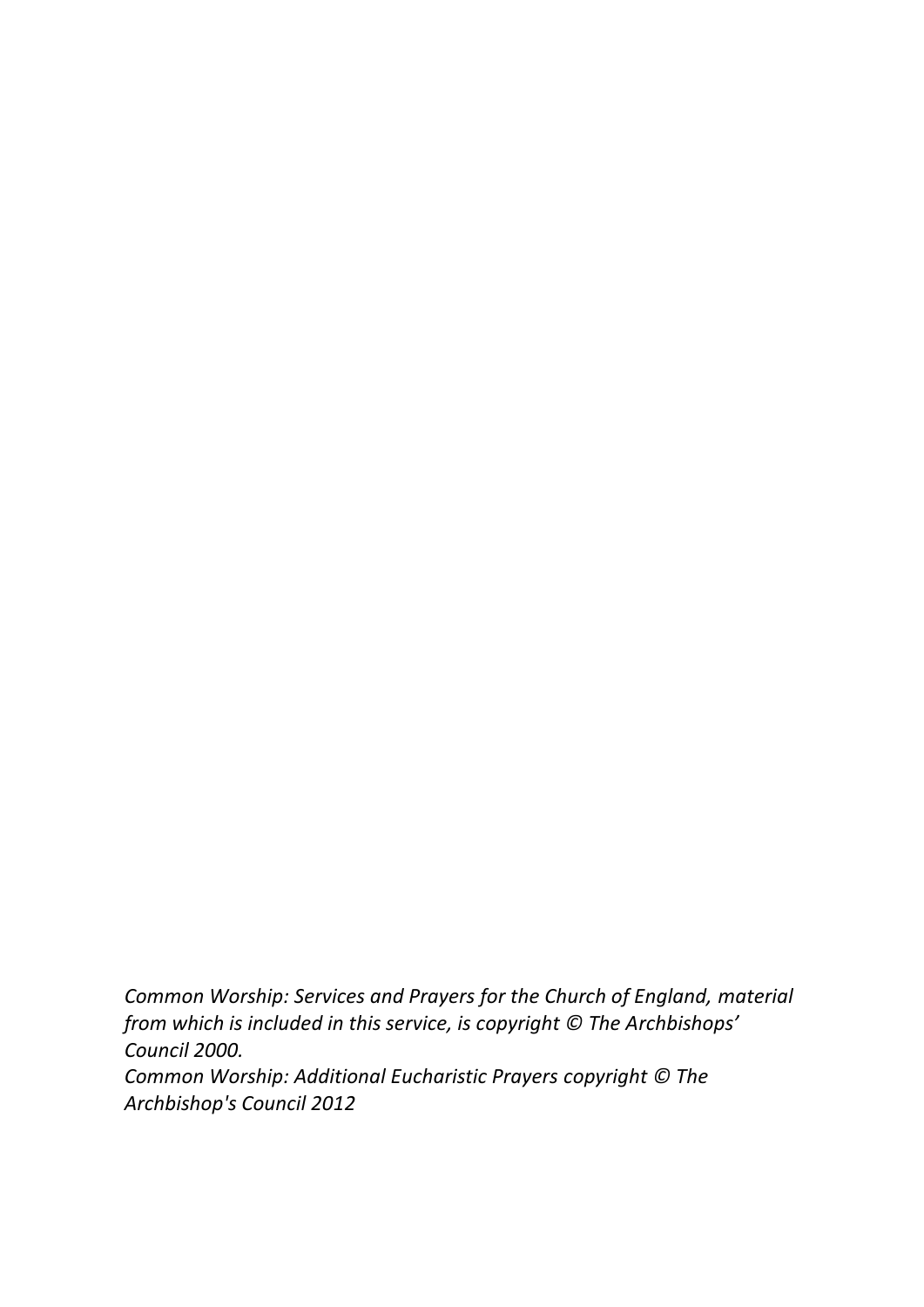*Common Worship: Services and Prayers for the Church of England, material from which is included in this service, is copyright © The Archbishops' Council 2000.*
*Common Worship: Additional Eucharistic Prayers copyright © The Archbishop's Council 2012*